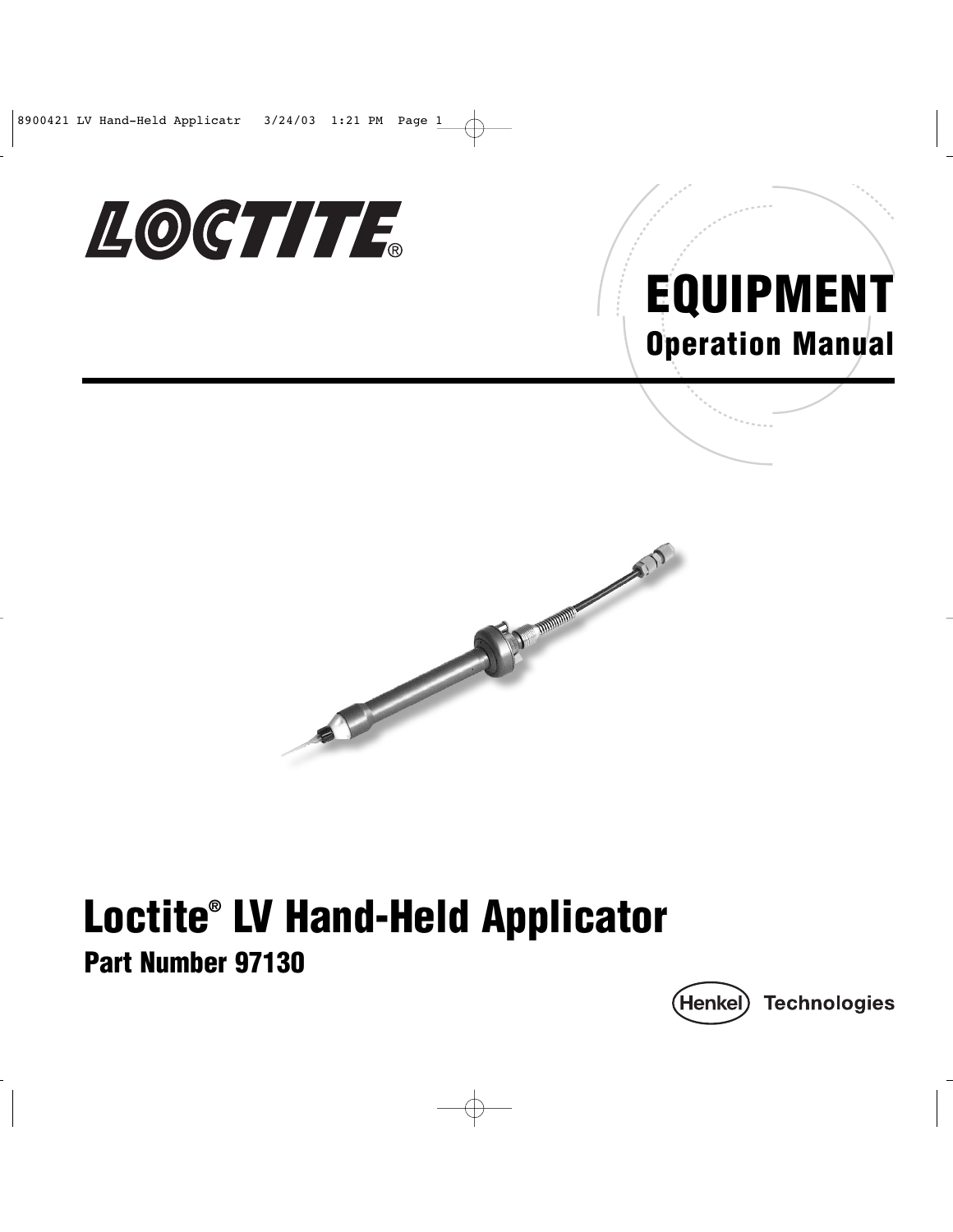LOCTITE®

# EQUIPMENT

## Operation Manual

# Loctite® LV Hand-Held Applicator

## Part Number 97130

Henkel Technologies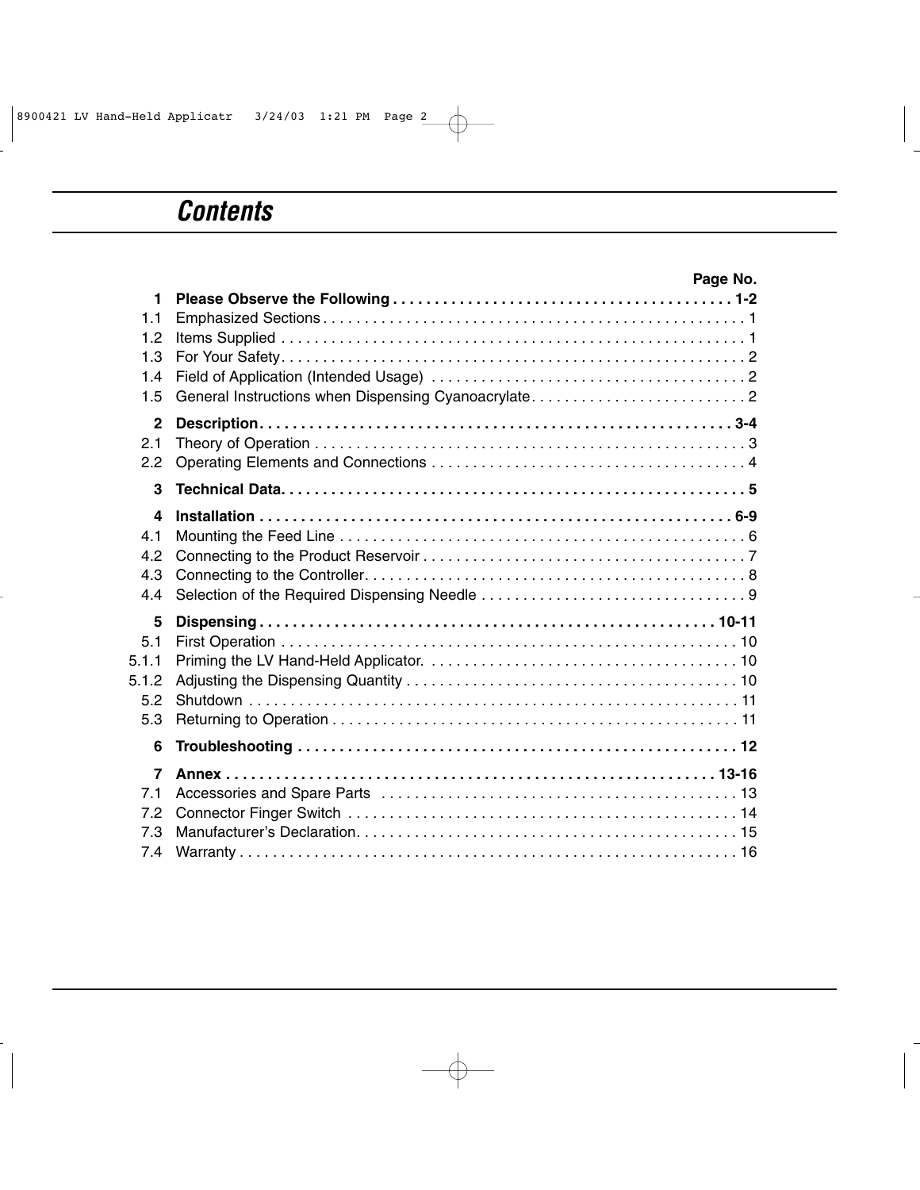# Contents

| | | Page No. |
|---|---|---|
| **1** | **Please Observe the Following** | **1-2** |
| 1.1 | Emphasized Sections | 1 |
| 1.2 | Items Supplied | 1 |
| 1.3 | For Your Safety | 2 |
| 1.4 | Field of Application (Intended Usage) | 2 |
| 1.5 | General Instructions when Dispensing Cyanoacrylate | 2 |
| **2** | **Description** | **3-4** |
| 2.1 | Theory of Operation | 3 |
| 2.2 | Operating Elements and Connections | 4 |
| **3** | **Technical Data** | **5** |
| **4** | **Installation** | **6-9** |
| 4.1 | Mounting the Feed Line | 6 |
| 4.2 | Connecting to the Product Reservoir | 7 |
| 4.3 | Connecting to the Controller | 8 |
| 4.4 | Selection of the Required Dispensing Needle | 9 |
| **5** | **Dispensing** | **10-11** |
| 5.1 | First Operation | 10 |
| 5.1.1 | Priming the LV Hand-Held Applicator. | 10 |
| 5.1.2 | Adjusting the Dispensing Quantity | 10 |
| 5.2 | Shutdown | 11 |
| 5.3 | Returning to Operation | 11 |
| **6** | **Troubleshooting** | **12** |
| **7** | **Annex** | **13-16** |
| 7.1 | Accessories and Spare Parts | 13 |
| 7.2 | Connector Finger Switch | 14 |
| 7.3 | Manufacturer's Declaration | 15 |
| 7.4 | Warranty | 16 |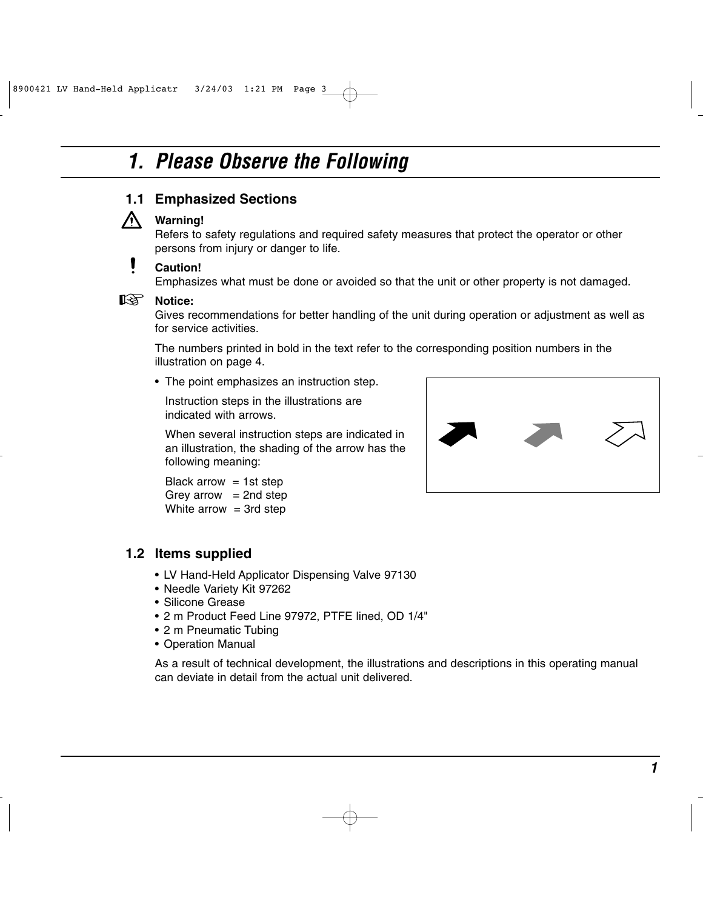# 1. Please Observe the Following

## 1.1 Emphasized Sections

**Warning!**
Refers to safety regulations and required safety measures that protect the operator or other persons from injury or danger to life.

**Caution!**
Emphasizes what must be done or avoided so that the unit or other property is not damaged.

**Notice:**
Gives recommendations for better handling of the unit during operation or adjustment as well as for service activities.

The numbers printed in bold in the text refer to the corresponding position numbers in the illustration on page 4.

- The point emphasizes an instruction step.

  Instruction steps in the illustrations are indicated with arrows.

  When several instruction steps are indicated in an illustration, the shading of the arrow has the following meaning:

  Black arrow = 1st step
  Grey arrow = 2nd step
  White arrow = 3rd step

## 1.2 Items supplied

- LV Hand-Held Applicator Dispensing Valve 97130
- Needle Variety Kit 97262
- Silicone Grease
- 2 m Product Feed Line 97972, PTFE lined, OD 1/4"
- 2 m Pneumatic Tubing
- Operation Manual

As a result of technical development, the illustrations and descriptions in this operating manual can deviate in detail from the actual unit delivered.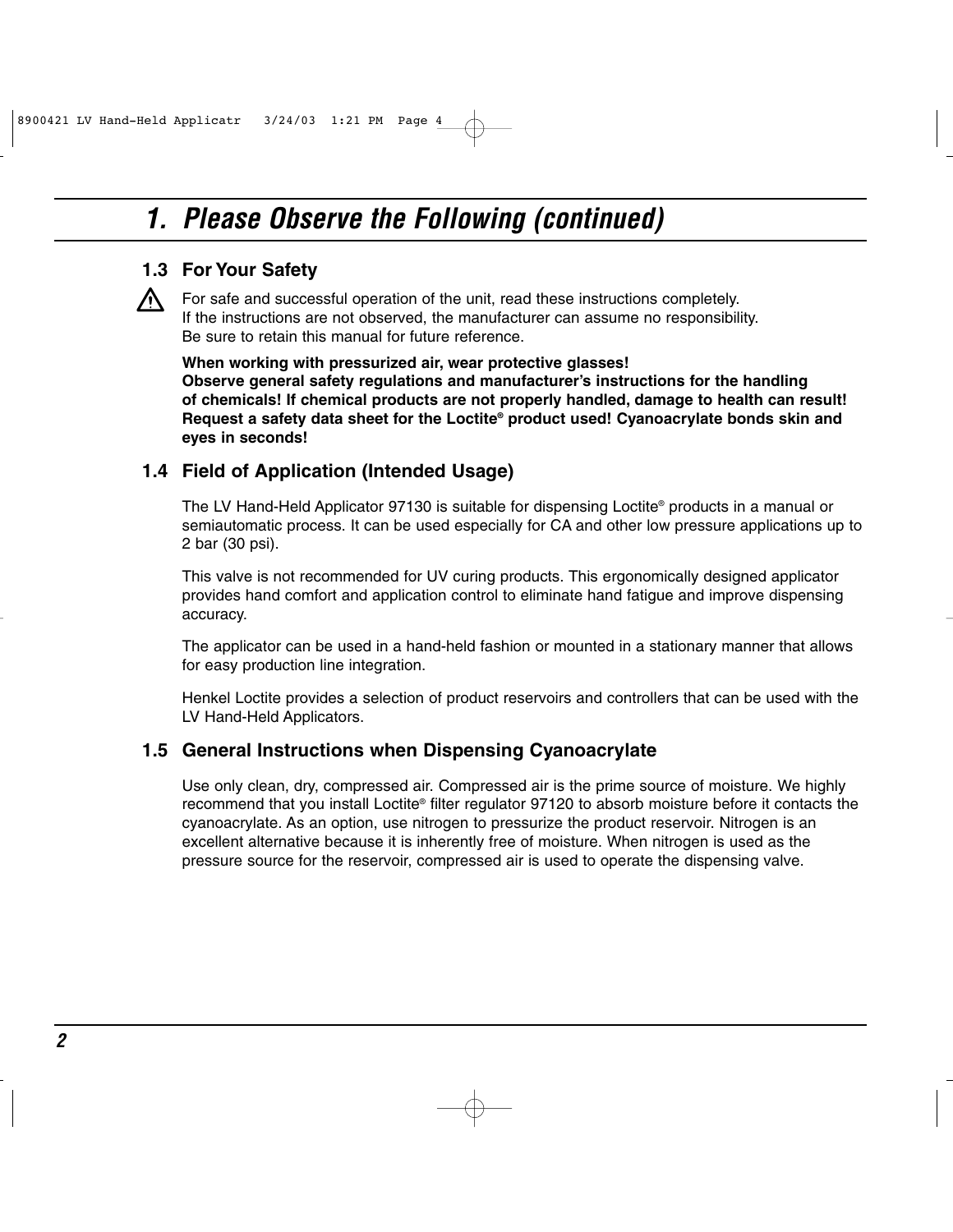# 1. Please Observe the Following (continued)

## 1.3 For Your Safety

⚠ For safe and successful operation of the unit, read these instructions completely. If the instructions are not observed, the manufacturer can assume no responsibility. Be sure to retain this manual for future reference.

**When working with pressurized air, wear protective glasses!**
**Observe general safety regulations and manufacturer's instructions for the handling of chemicals! If chemical products are not properly handled, damage to health can result! Request a safety data sheet for the Loctite® product used! Cyanoacrylate bonds skin and eyes in seconds!**

## 1.4 Field of Application (Intended Usage)

The LV Hand-Held Applicator 97130 is suitable for dispensing Loctite® products in a manual or semiautomatic process. It can be used especially for CA and other low pressure applications up to 2 bar (30 psi).

This valve is not recommended for UV curing products. This ergonomically designed applicator provides hand comfort and application control to eliminate hand fatigue and improve dispensing accuracy.

The applicator can be used in a hand-held fashion or mounted in a stationary manner that allows for easy production line integration.

Henkel Loctite provides a selection of product reservoirs and controllers that can be used with the LV Hand-Held Applicators.

## 1.5 General Instructions when Dispensing Cyanoacrylate

Use only clean, dry, compressed air. Compressed air is the prime source of moisture. We highly recommend that you install Loctite® filter regulator 97120 to absorb moisture before it contacts the cyanoacrylate. As an option, use nitrogen to pressurize the product reservoir. Nitrogen is an excellent alternative because it is inherently free of moisture. When nitrogen is used as the pressure source for the reservoir, compressed air is used to operate the dispensing valve.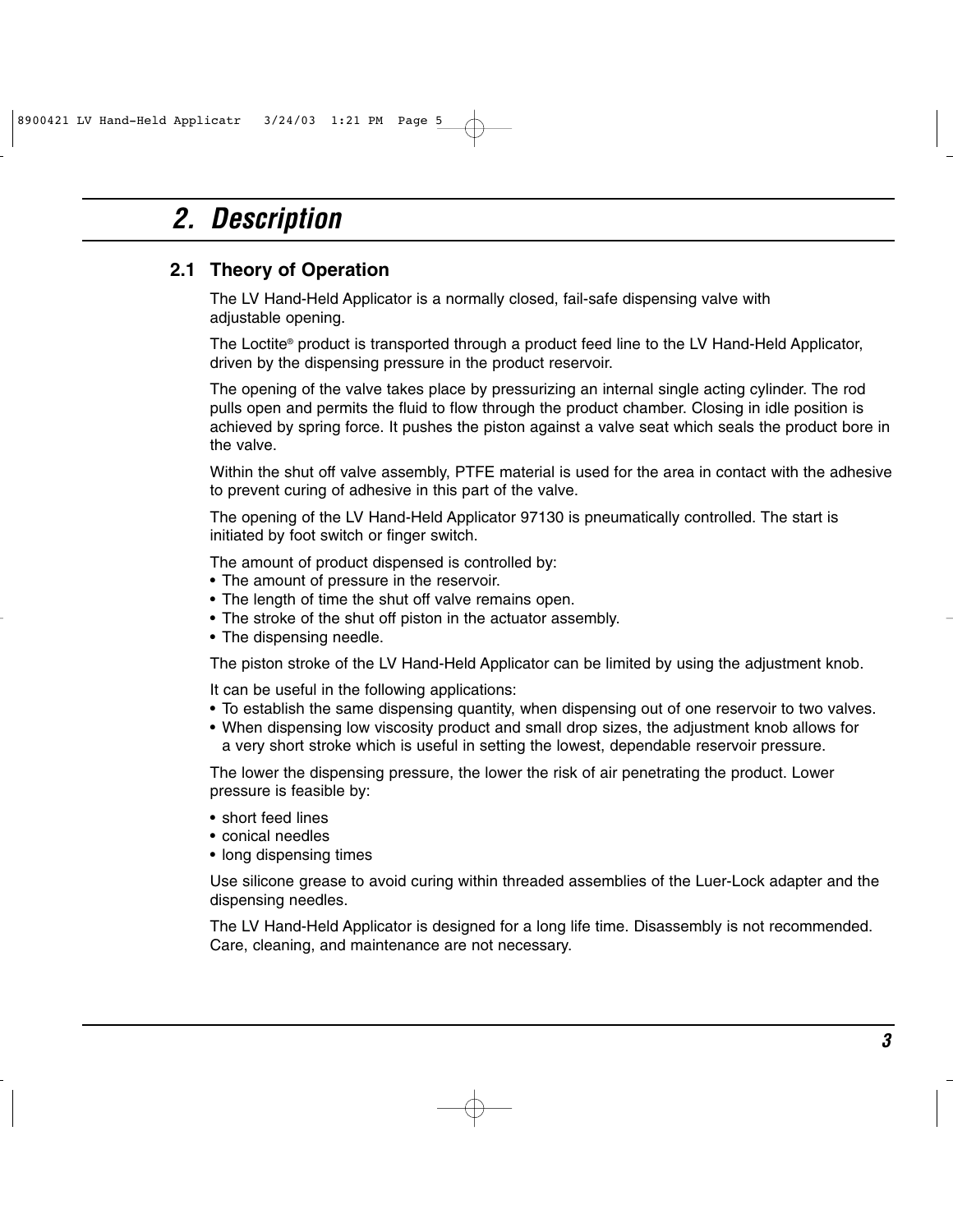# 2. Description

## 2.1 Theory of Operation

The LV Hand-Held Applicator is a normally closed, fail-safe dispensing valve with adjustable opening.

The Loctite® product is transported through a product feed line to the LV Hand-Held Applicator, driven by the dispensing pressure in the product reservoir.

The opening of the valve takes place by pressurizing an internal single acting cylinder. The rod pulls open and permits the fluid to flow through the product chamber. Closing in idle position is achieved by spring force. It pushes the piston against a valve seat which seals the product bore in the valve.

Within the shut off valve assembly, PTFE material is used for the area in contact with the adhesive to prevent curing of adhesive in this part of the valve.

The opening of the LV Hand-Held Applicator 97130 is pneumatically controlled. The start is initiated by foot switch or finger switch.

The amount of product dispensed is controlled by:

- The amount of pressure in the reservoir.
- The length of time the shut off valve remains open.
- The stroke of the shut off piston in the actuator assembly.
- The dispensing needle.

The piston stroke of the LV Hand-Held Applicator can be limited by using the adjustment knob.

It can be useful in the following applications:

- To establish the same dispensing quantity, when dispensing out of one reservoir to two valves.
- When dispensing low viscosity product and small drop sizes, the adjustment knob allows for a very short stroke which is useful in setting the lowest, dependable reservoir pressure.

The lower the dispensing pressure, the lower the risk of air penetrating the product. Lower pressure is feasible by:

- short feed lines
- conical needles
- long dispensing times

Use silicone grease to avoid curing within threaded assemblies of the Luer-Lock adapter and the dispensing needles.

The LV Hand-Held Applicator is designed for a long life time. Disassembly is not recommended. Care, cleaning, and maintenance are not necessary.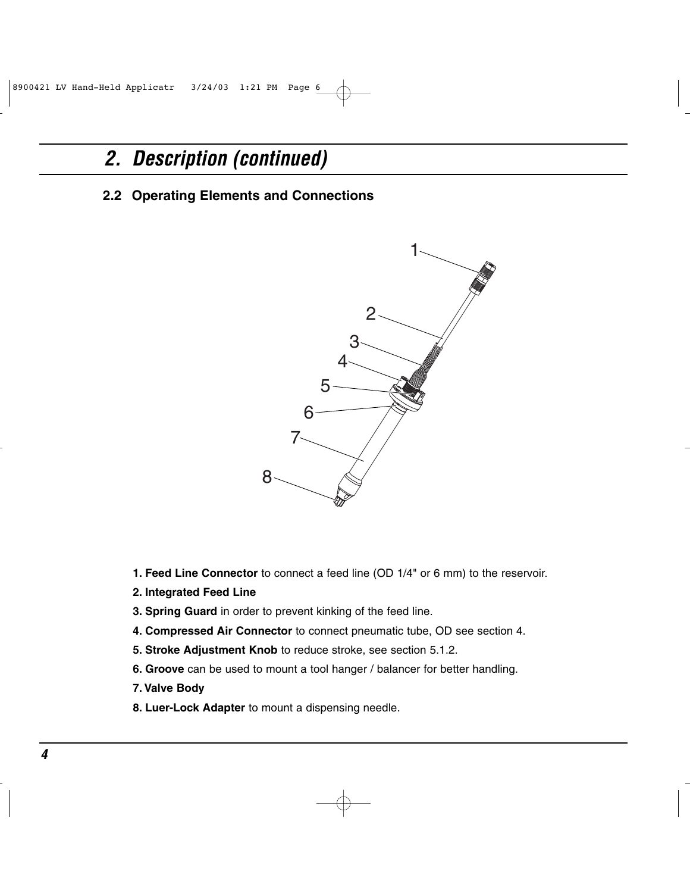## 2. Description (continued)

### 2.2 Operating Elements and Connections

1. **Feed Line Connector** to connect a feed line (OD 1/4" or 6 mm) to the reservoir.
2. **Integrated Feed Line**
3. **Spring Guard** in order to prevent kinking of the feed line.
4. **Compressed Air Connector** to connect pneumatic tube, OD see section 4.
5. **Stroke Adjustment Knob** to reduce stroke, see section 5.1.2.
6. **Groove** can be used to mount a tool hanger / balancer for better handling.
7. **Valve Body**
8. **Luer-Lock Adapter** to mount a dispensing needle.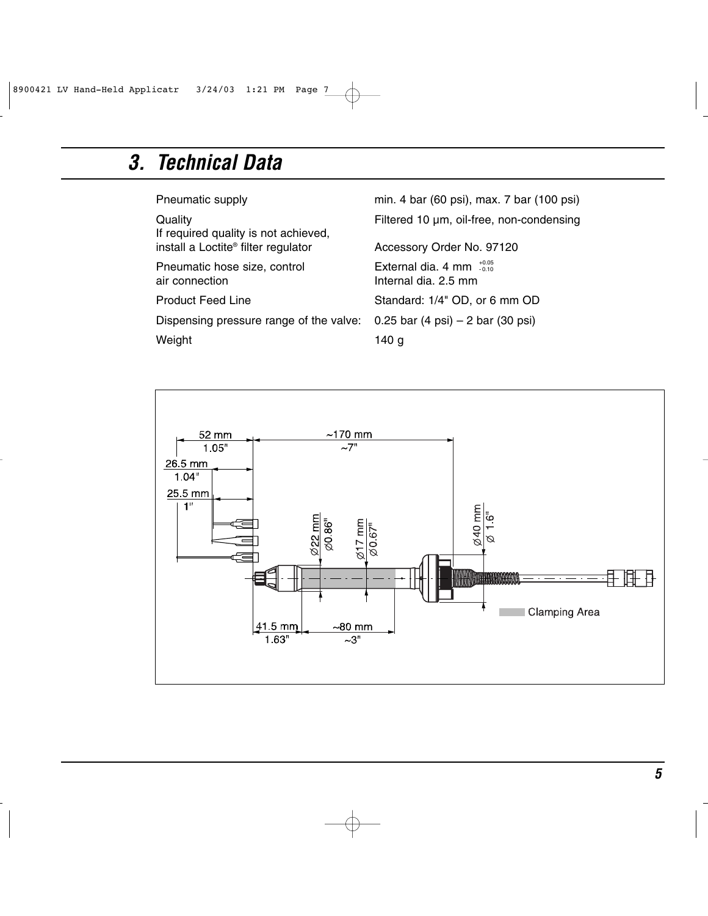# 3. Technical Data

| | |
|---|---|
| Pneumatic supply | min. 4 bar (60 psi), max. 7 bar (100 psi) |
| Quality | Filtered 10 µm, oil-free, non-condensing |
| If required quality is not achieved, install a Loctite® filter regulator | Accessory Order No. 97120 |
| Pneumatic hose size, control air connection | External dia. 4 mm $^{+0.05}_{-0.10}$ Internal dia. 2.5 mm |
| Product Feed Line | Standard: 1/4" OD, or 6 mm OD |
| Dispensing pressure range of the valve: | 0.25 bar (4 psi) – 2 bar (30 psi) |
| Weight | 140 g |

52 mm 1.05"
~170 mm ~7"
26.5 mm 1.04"
25.5 mm 1"
Ø22 mm Ø0.86"
Ø17 mm Ø0.67"
Ø40 mm Ø 1.6"
41.5 mm 1.63"
~80 mm ~3"
Clamping Area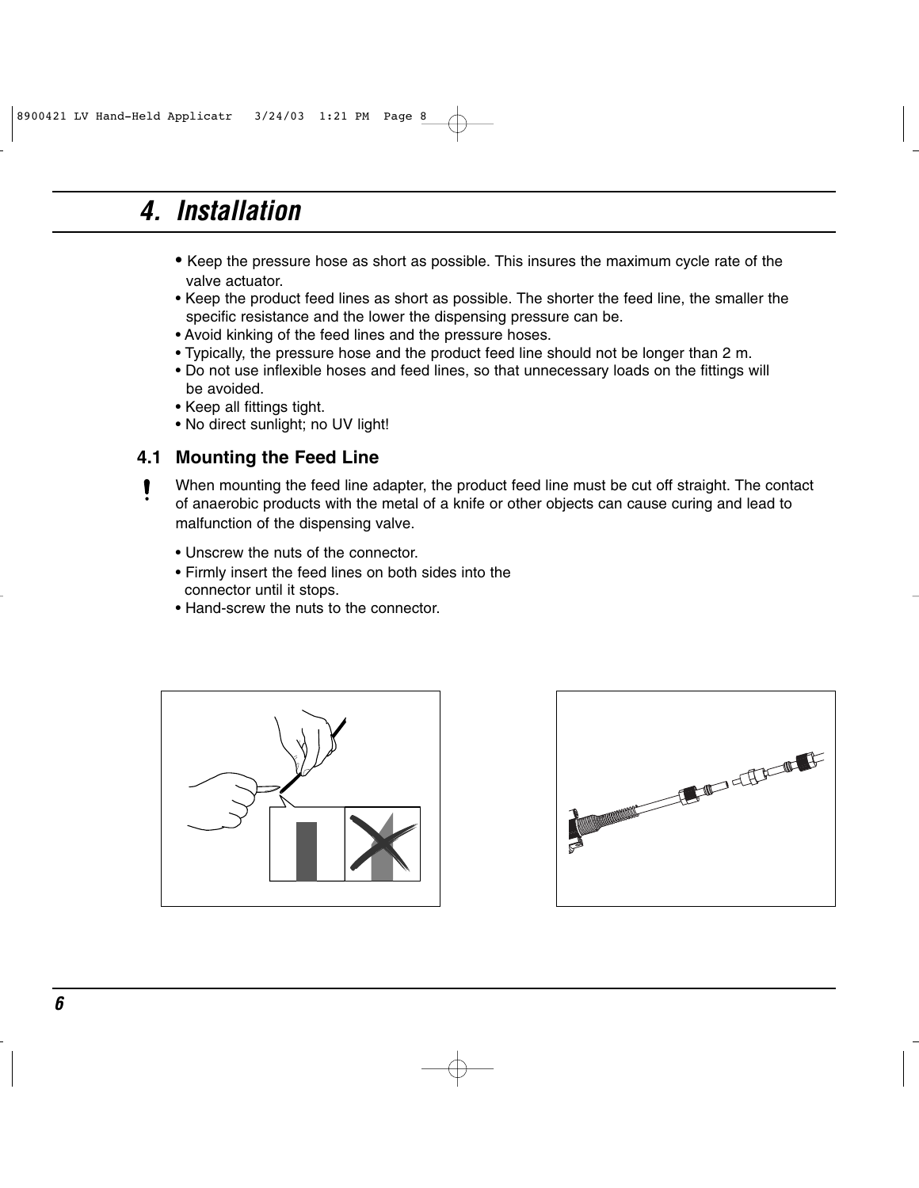## 4. Installation

- Keep the pressure hose as short as possible. This insures the maximum cycle rate of the valve actuator.
- Keep the product feed lines as short as possible. The shorter the feed line, the smaller the specific resistance and the lower the dispensing pressure can be.
- Avoid kinking of the feed lines and the pressure hoses.
- Typically, the pressure hose and the product feed line should not be longer than 2 m.
- Do not use inflexible hoses and feed lines, so that unnecessary loads on the fittings will be avoided.
- Keep all fittings tight.
- No direct sunlight; no UV light!

### 4.1 Mounting the Feed Line

**!** When mounting the feed line adapter, the product feed line must be cut off straight. The contact of anaerobic products with the metal of a knife or other objects can cause curing and lead to malfunction of the dispensing valve.

- Unscrew the nuts of the connector.
- Firmly insert the feed lines on both sides into the connector until it stops.
- Hand-screw the nuts to the connector.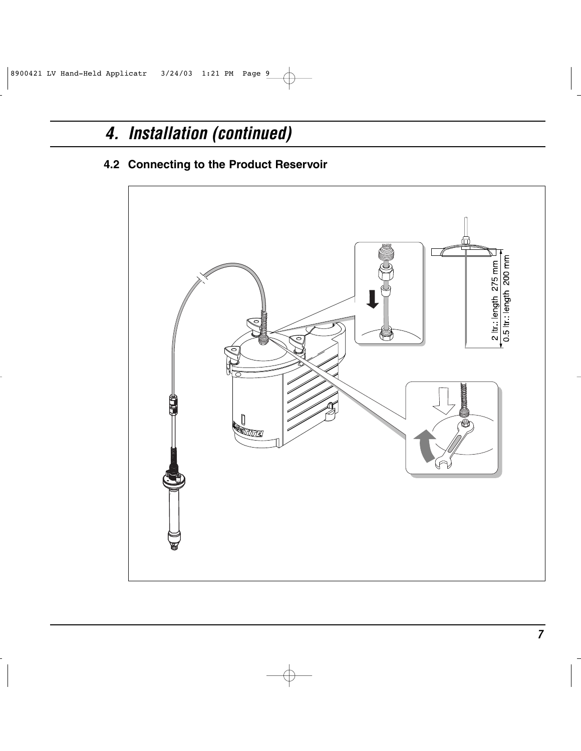# 4. Installation (continued)

## 4.2 Connecting to the Product Reservoir

2 ltr.: length 275 mm
0.5 ltr.: length 200 mm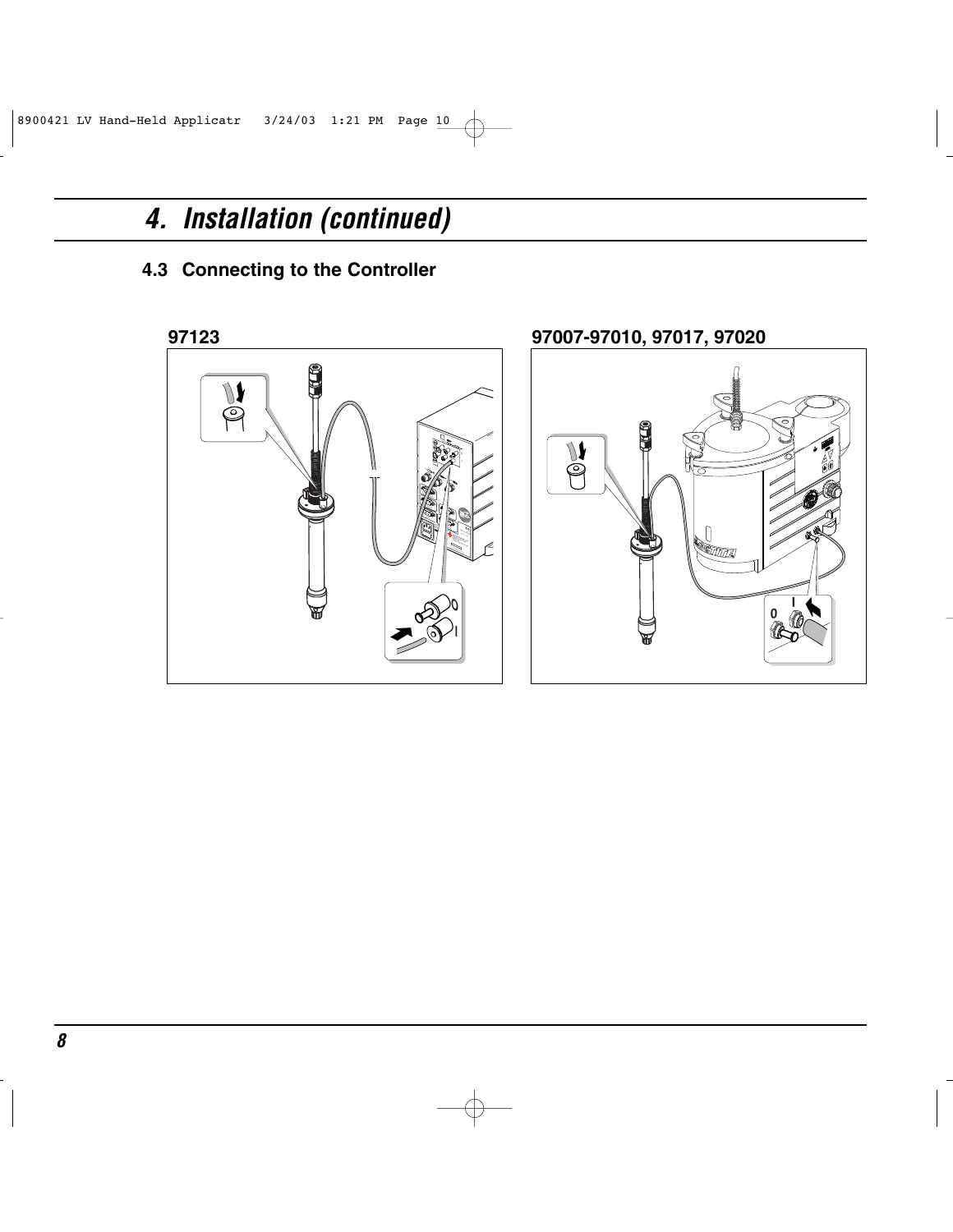# 4. Installation (continued)

## 4.3 Connecting to the Controller

**97123**

**97007-97010, 97017, 97020**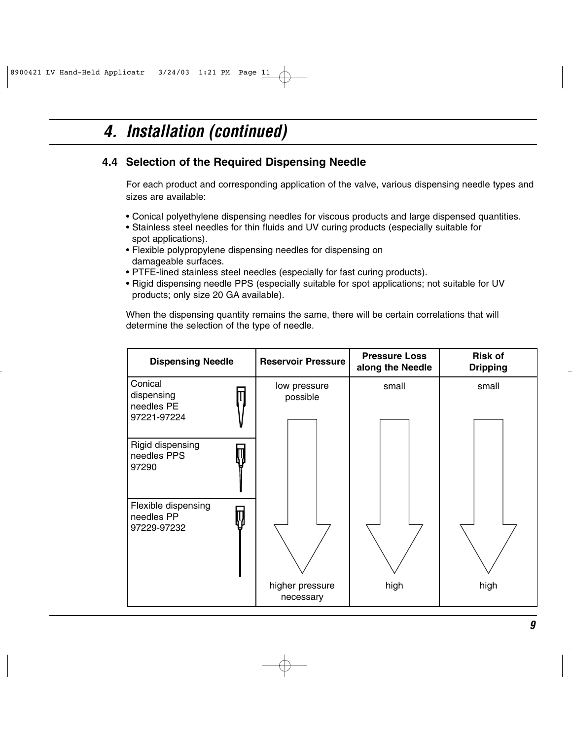# 4. Installation (continued)

## 4.4 Selection of the Required Dispensing Needle

For each product and corresponding application of the valve, various dispensing needle types and sizes are available:

- Conical polyethylene dispensing needles for viscous products and large dispensed quantities.
- Stainless steel needles for thin fluids and UV curing products (especially suitable for spot applications).
- Flexible polypropylene dispensing needles for dispensing on damageable surfaces.
- PTFE-lined stainless steel needles (especially for fast curing products).
- Rigid dispensing needle PPS (especially suitable for spot applications; not suitable for UV products; only size 20 GA available).

When the dispensing quantity remains the same, there will be certain correlations that will determine the selection of the type of needle.

| Dispensing Needle | Reservoir Pressure | Pressure Loss along the Needle | Risk of Dripping |
|---|---|---|---|
| Conical dispensing needles PE 97221-97224 | low pressure possible | small | small |
| Rigid dispensing needles PPS 97290 | ↓ | ↓ | ↓ |
| Flexible dispensing needles PP 97229-97232 | higher pressure necessary | high | high |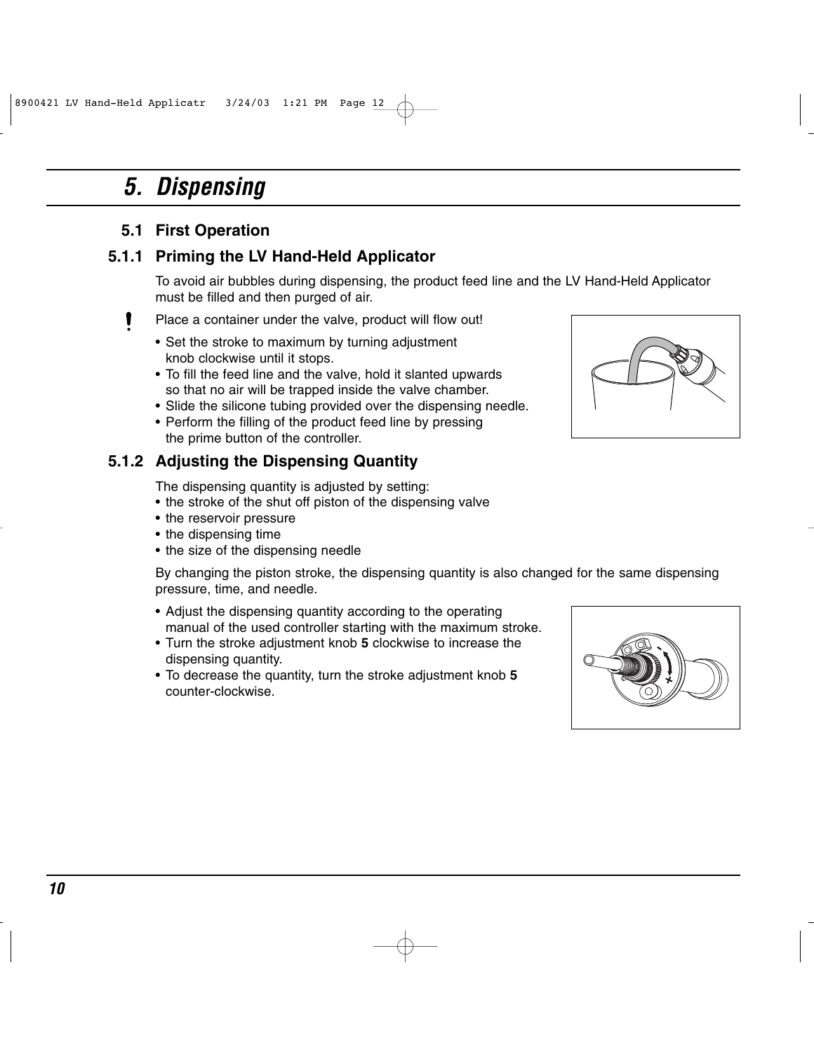# 5. Dispensing

## 5.1 First Operation

### 5.1.1 Priming the LV Hand-Held Applicator

To avoid air bubbles during dispensing, the product feed line and the LV Hand-Held Applicator must be filled and then purged of air.

**!** Place a container under the valve, product will flow out!

- Set the stroke to maximum by turning adjustment knob clockwise until it stops.
- To fill the feed line and the valve, hold it slanted upwards so that no air will be trapped inside the valve chamber.
- Slide the silicone tubing provided over the dispensing needle.
- Perform the filling of the product feed line by pressing the prime button of the controller.

### 5.1.2 Adjusting the Dispensing Quantity

The dispensing quantity is adjusted by setting:

- the stroke of the shut off piston of the dispensing valve
- the reservoir pressure
- the dispensing time
- the size of the dispensing needle

By changing the piston stroke, the dispensing quantity is also changed for the same dispensing pressure, time, and needle.

- Adjust the dispensing quantity according to the operating manual of the used controller starting with the maximum stroke.
- Turn the stroke adjustment knob **5** clockwise to increase the dispensing quantity.
- To decrease the quantity, turn the stroke adjustment knob **5** counter-clockwise.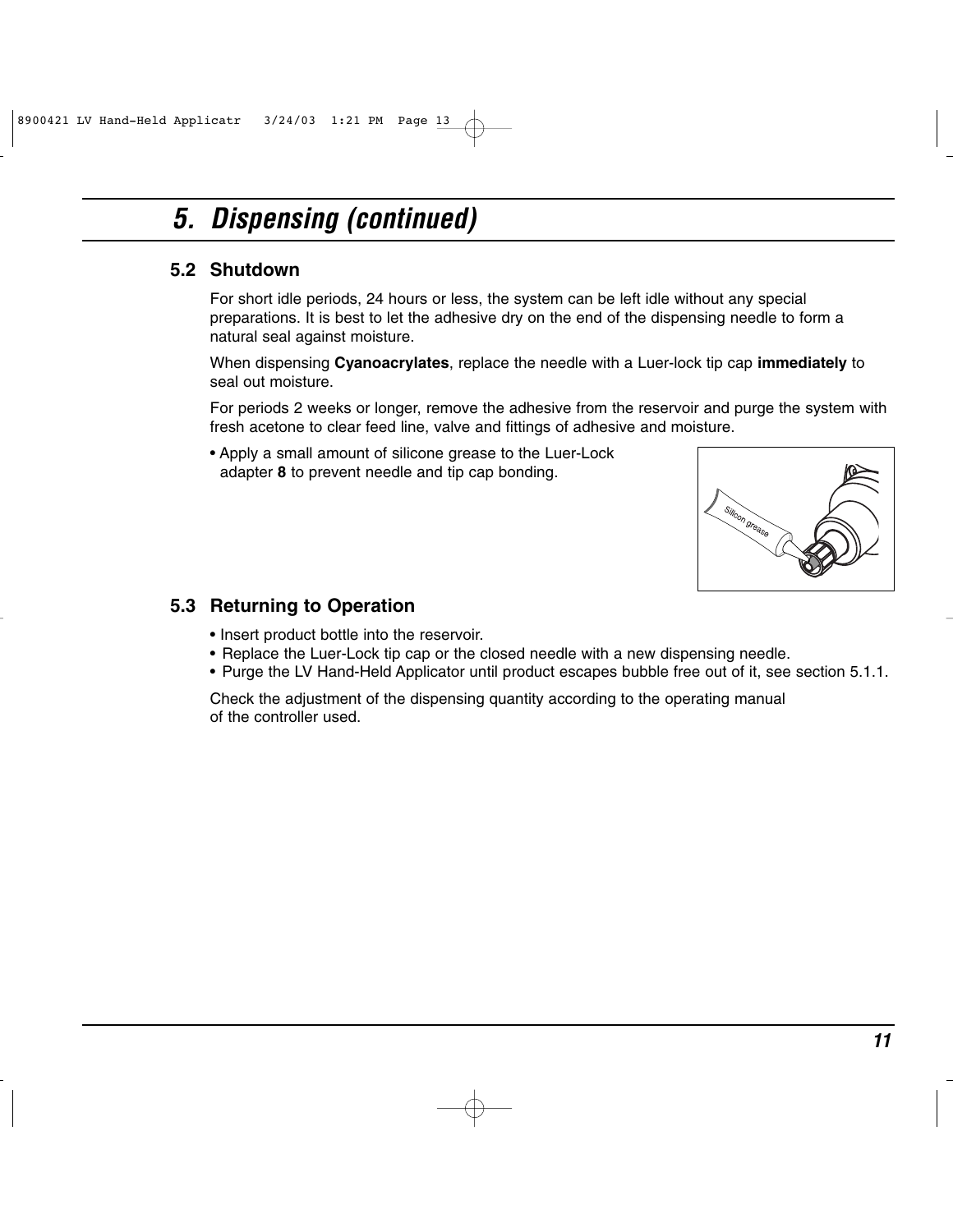# 5. Dispensing (continued)

## 5.2 Shutdown

For short idle periods, 24 hours or less, the system can be left idle without any special preparations. It is best to let the adhesive dry on the end of the dispensing needle to form a natural seal against moisture.

When dispensing **Cyanoacrylates**, replace the needle with a Luer-lock tip cap **immediately** to seal out moisture.

For periods 2 weeks or longer, remove the adhesive from the reservoir and purge the system with fresh acetone to clear feed line, valve and fittings of adhesive and moisture.

- Apply a small amount of silicone grease to the Luer-Lock adapter **8** to prevent needle and tip cap bonding.

## 5.3 Returning to Operation

- Insert product bottle into the reservoir.
- Replace the Luer-Lock tip cap or the closed needle with a new dispensing needle.
- Purge the LV Hand-Held Applicator until product escapes bubble free out of it, see section 5.1.1.

Check the adjustment of the dispensing quantity according to the operating manual of the controller used.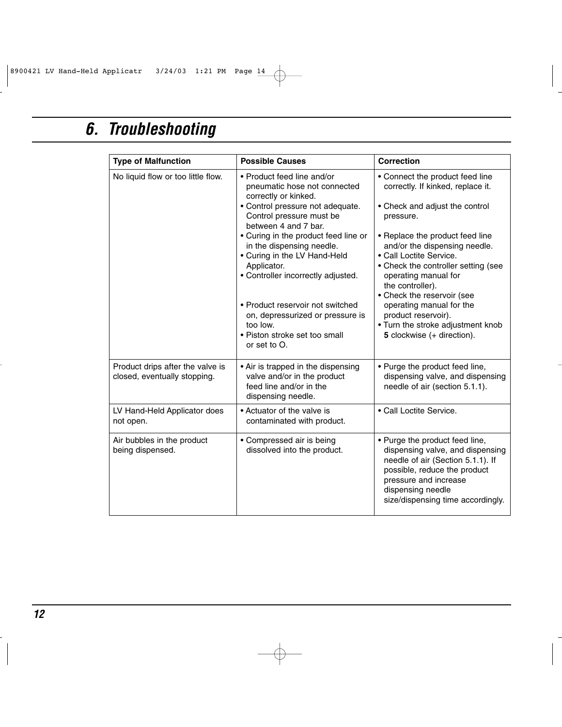# 6. Troubleshooting

| Type of Malfunction | Possible Causes | Correction |
|---|---|---|
| No liquid flow or too little flow. | • Product feed line and/or pneumatic hose not connected correctly or kinked.<br>• Control pressure not adequate. Control pressure must be between 4 and 7 bar.<br>• Curing in the product feed line or in the dispensing needle.<br>• Curing in the LV Hand-Held Applicator.<br>• Controller incorrectly adjusted.<br>• Product reservoir not switched on, depressurized or pressure is too low.<br>• Piston stroke set too small or set to O. | • Connect the product feed line correctly. If kinked, replace it.<br>• Check and adjust the control pressure.<br>• Replace the product feed line and/or the dispensing needle.<br>• Call Loctite Service.<br>• Check the controller setting (see operating manual for the controller).<br>• Check the reservoir (see operating manual for the product reservoir).<br>• Turn the stroke adjustment knob **5** clockwise (+ direction). |
| Product drips after the valve is closed, eventually stopping. | • Air is trapped in the dispensing valve and/or in the product feed line and/or in the dispensing needle. | • Purge the product feed line, dispensing valve, and dispensing needle of air (section 5.1.1). |
| LV Hand-Held Applicator does not open. | • Actuator of the valve is contaminated with product. | • Call Loctite Service. |
| Air bubbles in the product being dispensed. | • Compressed air is being dissolved into the product. | • Purge the product feed line, dispensing valve, and dispensing needle of air (Section 5.1.1). If possible, reduce the product pressure and increase dispensing needle size/dispensing time accordingly. |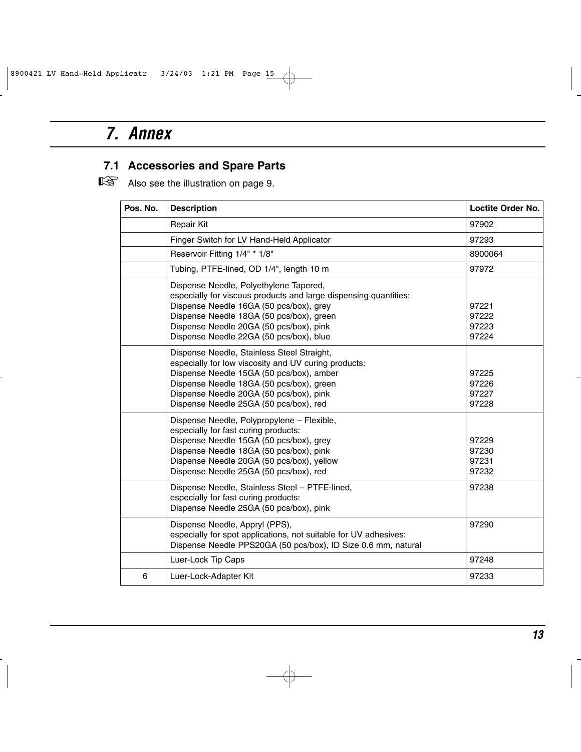# 7. Annex

## 7.1 Accessories and Spare Parts

☞ Also see the illustration on page 9.

| Pos. No. | Description | Loctite Order No. |
|---|---|---|
| | Repair Kit | 97902 |
| | Finger Switch for LV Hand-Held Applicator | 97293 |
| | Reservoir Fitting 1/4" * 1/8" | 8900064 |
| | Tubing, PTFE-lined, OD 1/4", length 10 m | 97972 |
| | Dispense Needle, Polyethylene Tapered,<br>especially for viscous products and large dispensing quantities:<br>Dispense Needle 16GA (50 pcs/box), grey<br>Dispense Needle 18GA (50 pcs/box), green<br>Dispense Needle 20GA (50 pcs/box), pink<br>Dispense Needle 22GA (50 pcs/box), blue | <br><br>97221<br>97222<br>97223<br>97224 |
| | Dispense Needle, Stainless Steel Straight,<br>especially for low viscosity and UV curing products:<br>Dispense Needle 15GA (50 pcs/box), amber<br>Dispense Needle 18GA (50 pcs/box), green<br>Dispense Needle 20GA (50 pcs/box), pink<br>Dispense Needle 25GA (50 pcs/box), red | <br><br>97225<br>97226<br>97227<br>97228 |
| | Dispense Needle, Polypropylene – Flexible,<br>especially for fast curing products:<br>Dispense Needle 15GA (50 pcs/box), grey<br>Dispense Needle 18GA (50 pcs/box), pink<br>Dispense Needle 20GA (50 pcs/box), yellow<br>Dispense Needle 25GA (50 pcs/box), red | <br><br>97229<br>97230<br>97231<br>97232 |
| | Dispense Needle, Stainless Steel – PTFE-lined,<br>especially for fast curing products:<br>Dispense Needle 25GA (50 pcs/box), pink | 97238 |
| | Dispense Needle, Appryl (PPS),<br>especially for spot applications, not suitable for UV adhesives:<br>Dispense Needle PPS20GA (50 pcs/box), ID Size 0.6 mm, natural | 97290 |
| | Luer-Lock Tip Caps | 97248 |
| 6 | Luer-Lock-Adapter Kit | 97233 |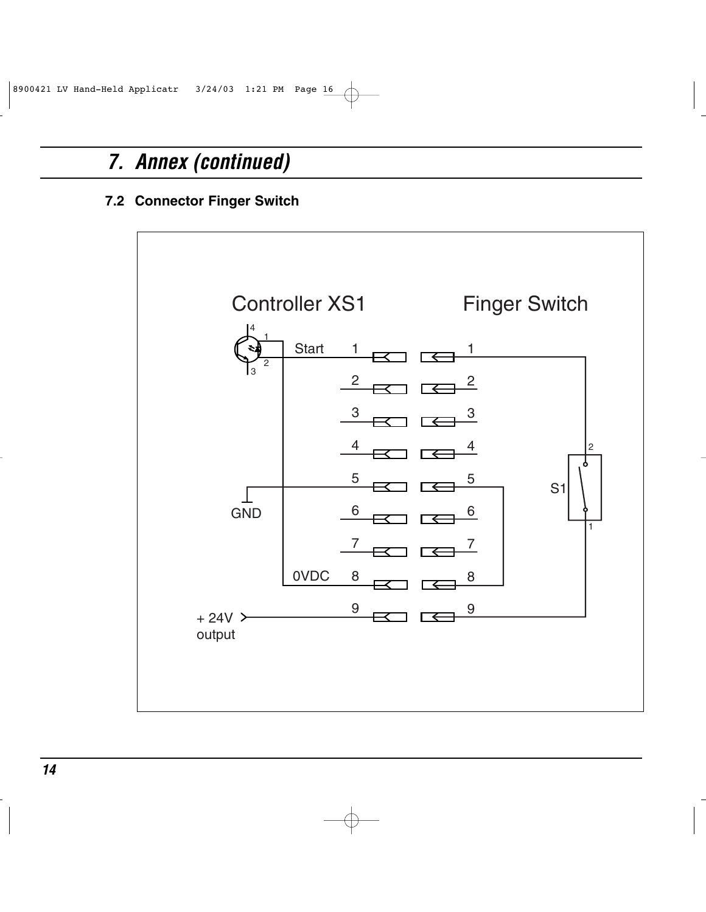## 7. Annex (continued)

### 7.2 Connector Finger Switch

Controller XS1

Finger Switch

Start 1

2

3

4

5

GND

6

7

0VDC 8

9

+ 24V output

S1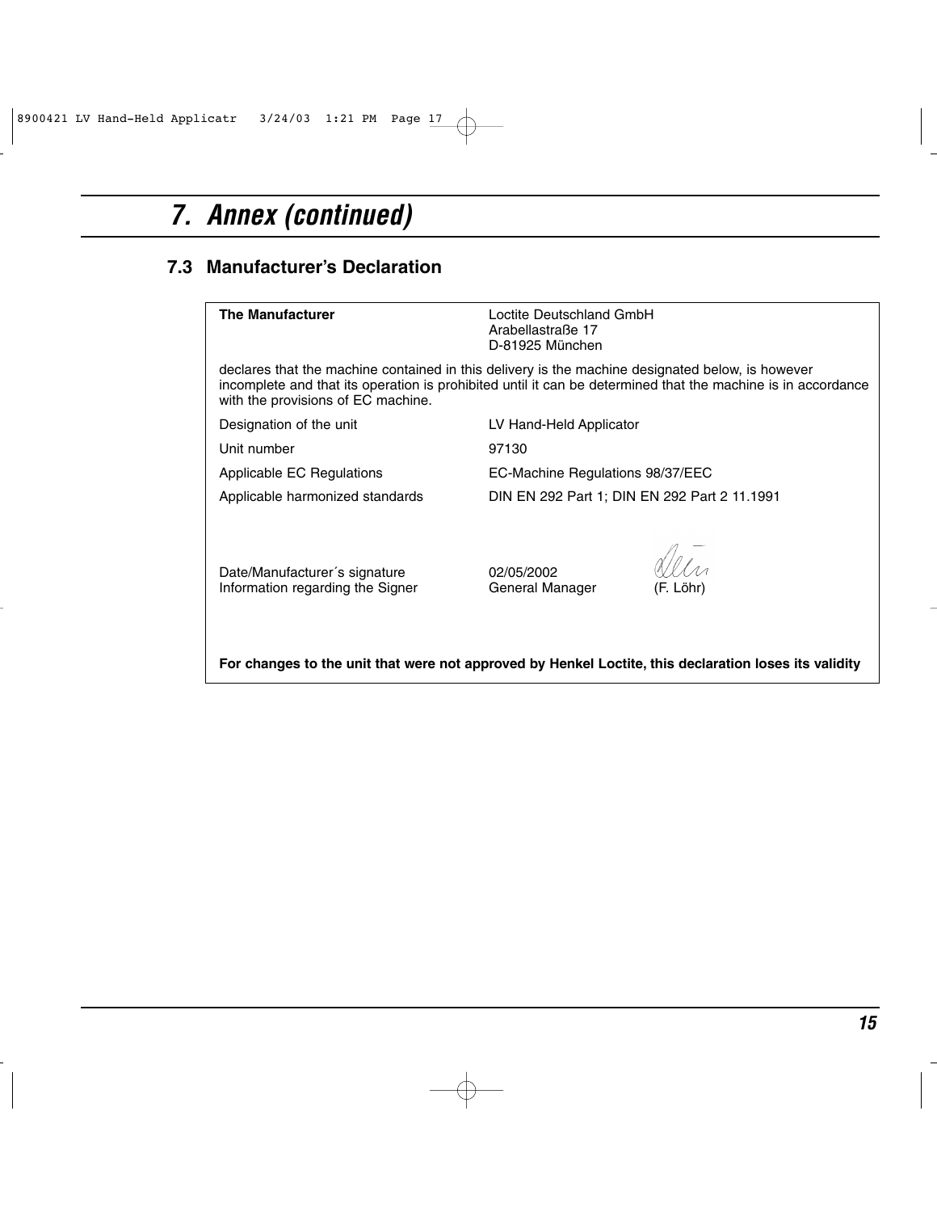# 7. Annex (continued)

## 7.3 Manufacturer's Declaration

| **The Manufacturer** | Loctite Deutschland GmbH<br>Arabellastraße 17<br>D-81925 München | |
|---|---|---|

declares that the machine contained in this delivery is the machine designated below, is however incomplete and that its operation is prohibited until it can be determined that the machine is in accordance with the provisions of EC machine.

| | | |
|---|---|---|
| Designation of the unit | LV Hand-Held Applicator | |
| Unit number | 97130 | |
| Applicable EC Regulations | EC-Machine Regulations 98/37/EEC | |
| Applicable harmonized standards | DIN EN 292 Part 1; DIN EN 292 Part 2 11.1991 | |
| Date/Manufacturer´s signature | 02/05/2002 | |
| Information regarding the Signer | General Manager | (F. Löhr) |

**For changes to the unit that were not approved by Henkel Loctite, this declaration loses its validity**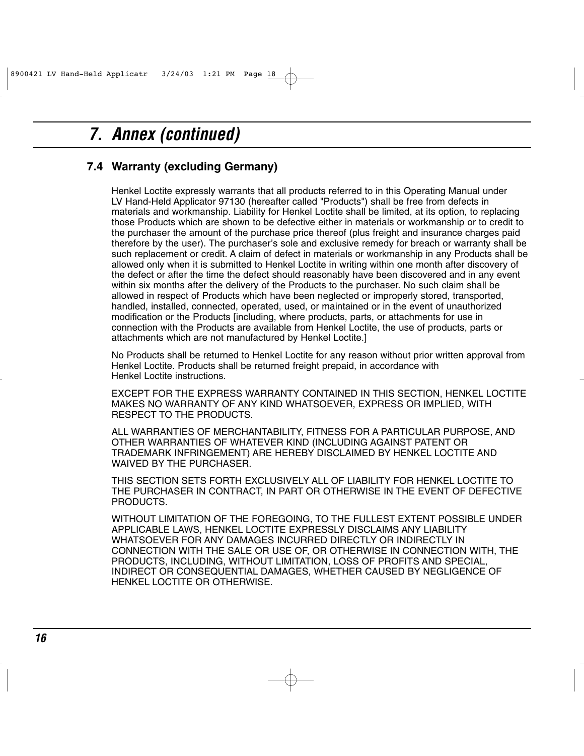## 7. Annex (continued)

### 7.4 Warranty (excluding Germany)

Henkel Loctite expressly warrants that all products referred to in this Operating Manual under LV Hand-Held Applicator 97130 (hereafter called "Products") shall be free from defects in materials and workmanship. Liability for Henkel Loctite shall be limited, at its option, to replacing those Products which are shown to be defective either in materials or workmanship or to credit to the purchaser the amount of the purchase price thereof (plus freight and insurance charges paid therefore by the user). The purchaser's sole and exclusive remedy for breach or warranty shall be such replacement or credit. A claim of defect in materials or workmanship in any Products shall be allowed only when it is submitted to Henkel Loctite in writing within one month after discovery of the defect or after the time the defect should reasonably have been discovered and in any event within six months after the delivery of the Products to the purchaser. No such claim shall be allowed in respect of Products which have been neglected or improperly stored, transported, handled, installed, connected, operated, used, or maintained or in the event of unauthorized modification or the Products [including, where products, parts, or attachments for use in connection with the Products are available from Henkel Loctite, the use of products, parts or attachments which are not manufactured by Henkel Loctite.]

No Products shall be returned to Henkel Loctite for any reason without prior written approval from Henkel Loctite. Products shall be returned freight prepaid, in accordance with Henkel Loctite instructions.

EXCEPT FOR THE EXPRESS WARRANTY CONTAINED IN THIS SECTION, HENKEL LOCTITE MAKES NO WARRANTY OF ANY KIND WHATSOEVER, EXPRESS OR IMPLIED, WITH RESPECT TO THE PRODUCTS.

ALL WARRANTIES OF MERCHANTABILITY, FITNESS FOR A PARTICULAR PURPOSE, AND OTHER WARRANTIES OF WHATEVER KIND (INCLUDING AGAINST PATENT OR TRADEMARK INFRINGEMENT) ARE HEREBY DISCLAIMED BY HENKEL LOCTITE AND WAIVED BY THE PURCHASER.

THIS SECTION SETS FORTH EXCLUSIVELY ALL OF LIABILITY FOR HENKEL LOCTITE TO THE PURCHASER IN CONTRACT, IN PART OR OTHERWISE IN THE EVENT OF DEFECTIVE PRODUCTS.

WITHOUT LIMITATION OF THE FOREGOING, TO THE FULLEST EXTENT POSSIBLE UNDER APPLICABLE LAWS, HENKEL LOCTITE EXPRESSLY DISCLAIMS ANY LIABILITY WHATSOEVER FOR ANY DAMAGES INCURRED DIRECTLY OR INDIRECTLY IN CONNECTION WITH THE SALE OR USE OF, OR OTHERWISE IN CONNECTION WITH, THE PRODUCTS, INCLUDING, WITHOUT LIMITATION, LOSS OF PROFITS AND SPECIAL, INDIRECT OR CONSEQUENTIAL DAMAGES, WHETHER CAUSED BY NEGLIGENCE OF HENKEL LOCTITE OR OTHERWISE.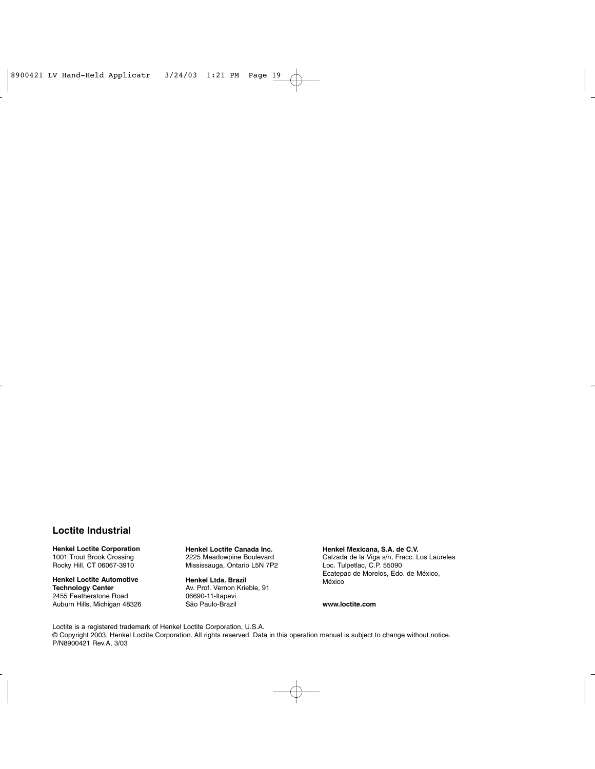## Loctite Industrial

**Henkel Loctite Corporation**
1001 Trout Brook Crossing
Rocky Hill, CT 06067-3910

**Henkel Loctite Automotive Technology Center**
2455 Featherstone Road
Auburn Hills, Michigan 48326

**Henkel Loctite Canada Inc.**
2225 Meadowpine Boulevard
Mississauga, Ontario L5N 7P2

**Henkel Ltda. Brazil**
Av. Prof. Vernon Krieble, 91
06690-11-Itapevi
São Paulo-Brazil

**Henkel Mexicana, S.A. de C.V.**
Calzada de la Viga s/n, Fracc. Los Laureles
Loc. Tulpetlac, C.P. 55090
Ecatepac de Morelos, Edo. de México,
México

**www.loctite.com**

Loctite is a registered trademark of Henkel Loctite Corporation, U.S.A.
© Copyright 2003. Henkel Loctite Corporation. All rights reserved. Data in this operation manual is subject to change without notice.
P/N8900421 Rev.A, 3/03